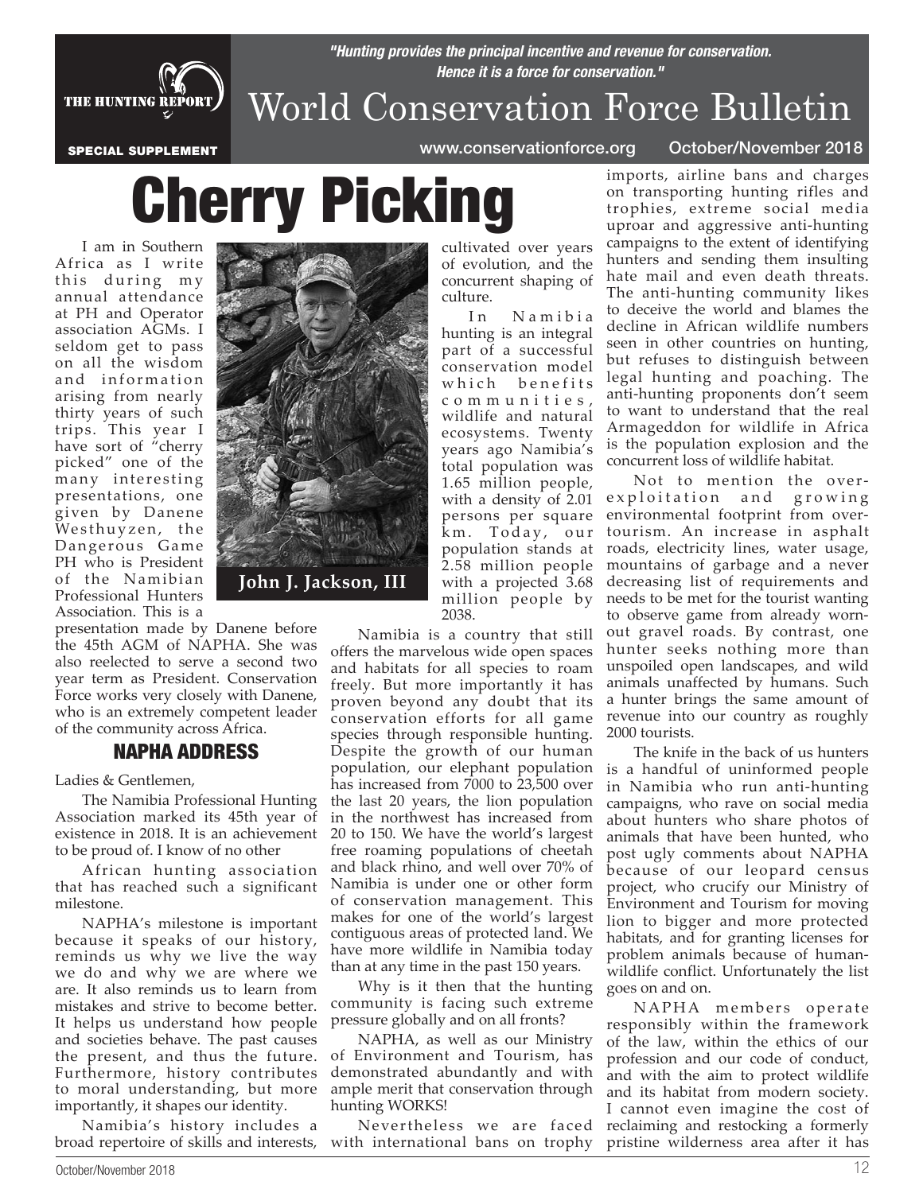"Hunting provides the principal incentive and revenue for conservation. Hence it is a force for conservation."

# World Conservation Force Bulletin

SPECIAL SUPPLEMENT

www.conservationforce.org October/November 2018

# Cherry Picking

I am in Southern Africa as I write this during my annual attendance at PH and Operator association AGMs. I seldom get to pass on all the wisdom and information arising from nearly thirty years of such trips. This year I have sort of "cherry picked" one of the many interesting presentations, one given by Danene Westhuyzen, the Dangerous Game PH who is President of the Namibian Professional Hunters Association. This is a presentation made by Danene before the 45th AGM of NAPHA. She was also reelected to serve a second two year term as President. Conservation Force works very closely with Danene, who is an extremely competent leader of the community across Africa.

John J. Jackson, III

## NAPHA ADDRESS

Ladies & Gentlemen,

The Namibia Professional Hunting Association marked its 45th year of existence in 2018. It is an achievement to be proud of. I know of no other

African hunting association that has reached such a significant milestone.

NAPHA's milestone is important because it speaks of our history, reminds us why we live the way we do and why we are where we are. It also reminds us to learn from mistakes and strive to become better. It helps us understand how people and societies behave. The past causes the present, and thus the future. Furthermore, history contributes to moral understanding, but more importantly, it shapes our identity.

Namibia's history includes a broad repertoire of skills and interests, cultivated over years of evolution, and the concurrent shaping of culture.

In Namibia hunting is an integral part of a successful conservation model which benefits communities, wildlife and natural ecosystems. Twenty years ago Namibia's total population was 1.65 million people, with a density of 2.01 persons per square km. Today, our population stands at 2.58 million people with a projected 3.68 million people by 2038.

Namibia is a country that still offers the marvelous wide open spaces and habitats for all species to roam freely. But more importantly it has proven beyond any doubt that its conservation efforts for all game species through responsible hunting. Despite the growth of our human population, our elephant population has increased from 7000 to 23,500 over the last 20 years, the lion population in the northwest has increased from 20 to 150. We have the world's largest free roaming populations of cheetah and black rhino, and well over 70% of Namibia is under one or other form of conservation management. This makes for one of the world's largest contiguous areas of protected land. We have more wildlife in Namibia today than at any time in the past 150 years.

Why is it then that the hunting community is facing such extreme pressure globally and on all fronts?

NAPHA, as well as our Ministry of Environment and Tourism, has demonstrated abundantly and with ample merit that conservation through hunting WORKS!

Nevertheless we are faced with international bans on trophy imports, airline bans and charges on transporting hunting rifles and trophies, extreme social media uproar and aggressive anti-hunting campaigns to the extent of identifying hunters and sending them insulting hate mail and even death threats. The anti-hunting community likes to deceive the world and blames the decline in African wildlife numbers seen in other countries on hunting, but refuses to distinguish between legal hunting and poaching. The anti-hunting proponents don't seem to want to understand that the real Armageddon for wildlife in Africa is the population explosion and the concurrent loss of wildlife habitat.

Not to mention the over-exploitation and growing environmental footprint from over-tourism. An increase in asphalt roads, electricity lines, water usage, mountains of garbage and a never decreasing list of requirements and needs to be met for the tourist wanting to observe game from already worn-out gravel roads. By contrast, one hunter seeks nothing more than unspoiled open landscapes, and wild animals unaffected by humans. Such a hunter brings the same amount of revenue into our country as roughly 2000 tourists.

The knife in the back of us hunters is a handful of uninformed people in Namibia who run anti-hunting campaigns, who rave on social media about hunters who share photos of animals that have been hunted, who post ugly comments about NAPHA because of our leopard census project, who crucify our Ministry of Environment and Tourism for moving lion to bigger and more protected habitats, and for granting licenses for problem animals because of human-wildlife conflict. Unfortunately the list goes on and on.

NAPHA members operate responsibly within the framework of the law, within the ethics of our profession and our code of conduct, and with the aim to protect wildlife and its habitat from modern society. I cannot even imagine the cost of reclaiming and restocking a formerly pristine wilderness area after it has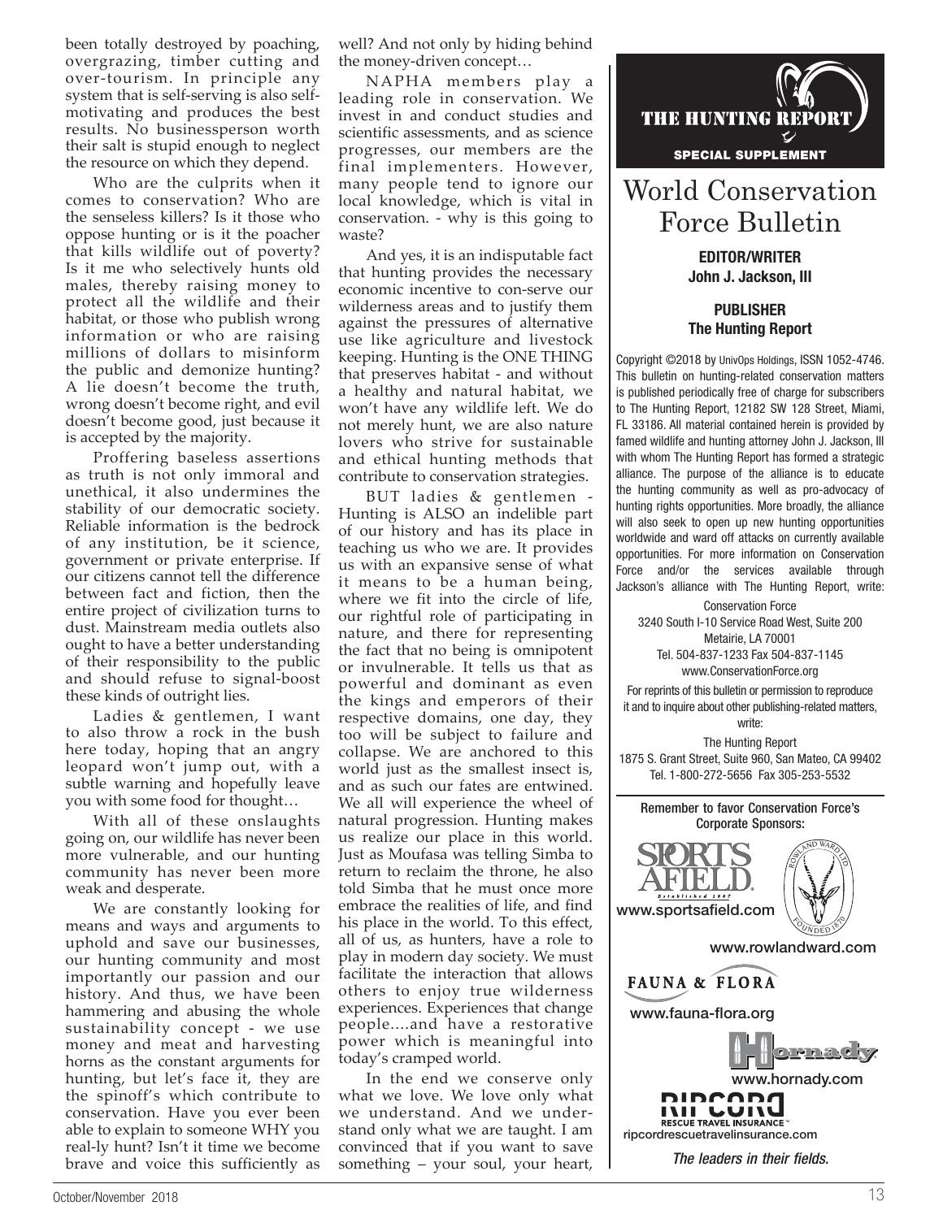been totally destroyed by poaching, overgrazing, timber cutting and over-tourism. In principle any system that is self-serving is also self-motivating and produces the best results. No businessperson worth their salt is stupid enough to neglect the resource on which they depend.

Who are the culprits when it comes to conservation? Who are the senseless killers? Is it those who oppose hunting or is it the poacher that kills wildlife out of poverty? Is it me who selectively hunts old males, thereby raising money to protect all the wildlife and their habitat, or those who publish wrong information or who are raising millions of dollars to misinform the public and demonize hunting? A lie doesn't become the truth, wrong doesn't become right, and evil doesn't become good, just because it is accepted by the majority.

Proffering baseless assertions as truth is not only immoral and unethical, it also undermines the stability of our democratic society. Reliable information is the bedrock of any institution, be it science, government or private enterprise. If our citizens cannot tell the difference between fact and fiction, then the entire project of civilization turns to dust. Mainstream media outlets also ought to have a better understanding of their responsibility to the public and should refuse to signal-boost these kinds of outright lies.

Ladies & gentlemen, I want to also throw a rock in the bush here today, hoping that an angry leopard won't jump out, with a subtle warning and hopefully leave you with some food for thought…

With all of these onslaughts going on, our wildlife has never been more vulnerable, and our hunting community has never been more weak and desperate.

We are constantly looking for means and ways and arguments to uphold and save our businesses, our hunting community and most importantly our passion and our history. And thus, we have been hammering and abusing the whole sustainability concept - we use money and meat and harvesting horns as the constant arguments for hunting, but let's face it, they are the spinoff's which contribute to conservation. Have you ever been able to explain to someone WHY you real-ly hunt? Isn't it time we become brave and voice this sufficiently as well? And not only by hiding behind the money-driven concept…

NAPHA members play a leading role in conservation. We invest in and conduct studies and scientific assessments, and as science progresses, our members are the final implementers. However, many people tend to ignore our local knowledge, which is vital in conservation. - why is this going to waste?

And yes, it is an indisputable fact that hunting provides the necessary economic incentive to con-serve our wilderness areas and to justify them against the pressures of alternative use like agriculture and livestock keeping. Hunting is the ONE THING that preserves habitat - and without a healthy and natural habitat, we won't have any wildlife left. We do not merely hunt, we are also nature lovers who strive for sustainable and ethical hunting methods that contribute to conservation strategies.

BUT ladies & gentlemen - Hunting is ALSO an indelible part of our history and has its place in teaching us who we are. It provides us with an expansive sense of what it means to be a human being, where we fit into the circle of life, our rightful role of participating in nature, and there for representing the fact that no being is omnipotent or invulnerable. It tells us that as powerful and dominant as even the kings and emperors of their respective domains, one day, they too will be subject to failure and collapse. We are anchored to this world just as the smallest insect is, and as such our fates are entwined. We all will experience the wheel of natural progression. Hunting makes us realize our place in this world. Just as Moufasa was telling Simba to return to reclaim the throne, he also told Simba that he must once more embrace the realities of life, and find his place in the world. To this effect, all of us, as hunters, have a role to play in modern day society. We must facilitate the interaction that allows others to enjoy true wilderness experiences. Experiences that change people....and have a restorative power which is meaningful into today's cramped world.

In the end we conserve only what we love. We love only what we understand. And we under-stand only what we are taught. I am convinced that if you want to save something – your soul, your heart,

---

**THE HUNTING REPORT**
**SPECIAL SUPPLEMENT**

# World Conservation Force Bulletin

**EDITOR/WRITER**
**John J. Jackson, III**

**PUBLISHER**
**The Hunting Report**

Copyright ©2018 by UnivOps Holdings, ISSN 1052-4746. This bulletin on hunting-related conservation matters is published periodically free of charge for subscribers to The Hunting Report, 12182 SW 128 Street, Miami, FL 33186. All material contained herein is provided by famed wildlife and hunting attorney John J. Jackson, III with whom The Hunting Report has formed a strategic alliance. The purpose of the alliance is to educate the hunting community as well as pro-advocacy of hunting rights opportunities. More broadly, the alliance will also seek to open up new hunting opportunities worldwide and ward off attacks on currently available opportunities. For more information on Conservation Force and/or the services available through Jackson's alliance with The Hunting Report, write:

Conservation Force
3240 South I-10 Service Road West, Suite 200
Metairie, LA 70001
Tel. 504-837-1233 Fax 504-837-1145
www.ConservationForce.org

For reprints of this bulletin or permission to reproduce it and to inquire about other publishing-related matters, write:

The Hunting Report
1875 S. Grant Street, Suite 960, San Mateo, CA 99402
Tel. 1-800-272-5656 Fax 305-253-5532

**Remember to favor Conservation Force's Corporate Sponsors:**

SPORTS AFIELD — www.sportsafield.com

Rowland Ward — www.rowlandward.com

FAUNA & FLORA — www.fauna-flora.org

Hornady — www.hornady.com

RIPCORD RESCUE TRAVEL INSURANCE — ripcordrescuetravelinsurance.com

*The leaders in their fields.*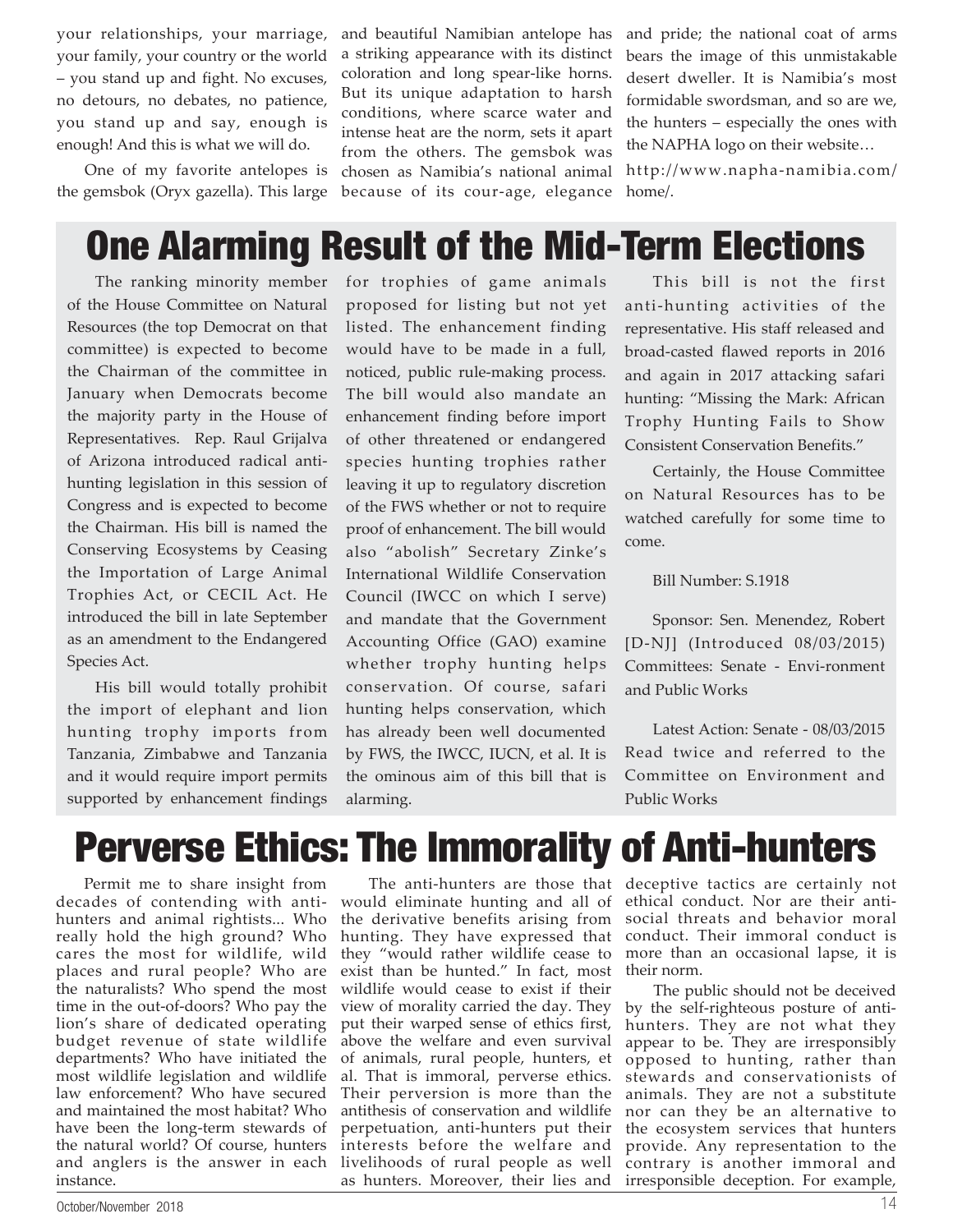your relationships, your marriage, your family, your country or the world – you stand up and fight. No excuses, no detours, no debates, no patience, you stand up and say, enough is enough! And this is what we will do.

One of my favorite antelopes is the gemsbok (Oryx gazella). This large and beautiful Namibian antelope has a striking appearance with its distinct coloration and long spear-like horns. But its unique adaptation to harsh conditions, where scarce water and intense heat are the norm, sets it apart from the others. The gemsbok was chosen as Namibia's national animal because of its cour-age, elegance and pride; the national coat of arms bears the image of this unmistakable desert dweller. It is Namibia's most formidable swordsman, and so are we, the hunters – especially the ones with the NAPHA logo on their website…

http://www.napha-namibia.com/home/.

# One Alarming Result of the Mid-Term Elections

The ranking minority member of the House Committee on Natural Resources (the top Democrat on that committee) is expected to become the Chairman of the committee in January when Democrats become the majority party in the House of Representatives. Rep. Raul Grijalva of Arizona introduced radical anti-hunting legislation in this session of Congress and is expected to become the Chairman. His bill is named the Conserving Ecosystems by Ceasing the Importation of Large Animal Trophies Act, or CECIL Act. He introduced the bill in late September as an amendment to the Endangered Species Act.

His bill would totally prohibit the import of elephant and lion hunting trophy imports from Tanzania, Zimbabwe and Tanzania and it would require import permits supported by enhancement findings for trophies of game animals proposed for listing but not yet listed. The enhancement finding would have to be made in a full, noticed, public rule-making process. The bill would also mandate an enhancement finding before import of other threatened or endangered species hunting trophies rather leaving it up to regulatory discretion of the FWS whether or not to require proof of enhancement. The bill would also "abolish" Secretary Zinke's International Wildlife Conservation Council (IWCC on which I serve) and mandate that the Government Accounting Office (GAO) examine whether trophy hunting helps conservation. Of course, safari hunting helps conservation, which has already been well documented by FWS, the IWCC, IUCN, et al. It is the ominous aim of this bill that is alarming.

This bill is not the first anti-hunting activities of the representative. His staff released and broad-casted flawed reports in 2016 and again in 2017 attacking safari hunting: "Missing the Mark: African Trophy Hunting Fails to Show Consistent Conservation Benefits."

Certainly, the House Committee on Natural Resources has to be watched carefully for some time to come.

Bill Number: S.1918

Sponsor: Sen. Menendez, Robert [D-NJ] (Introduced 08/03/2015) Committees: Senate - Envi-ronment and Public Works

Latest Action: Senate - 08/03/2015 Read twice and referred to the Committee on Environment and Public Works

# Perverse Ethics: The Immorality of Anti-hunters

Permit me to share insight from decades of contending with anti-hunters and animal rightists... Who really hold the high ground? Who cares the most for wildlife, wild places and rural people? Who are the naturalists? Who spend the most time in the out-of-doors? Who pay the lion's share of dedicated operating budget revenue of state wildlife departments? Who have initiated the most wildlife legislation and wildlife law enforcement? Who have secured and maintained the most habitat? Who have been the long-term stewards of the natural world? Of course, hunters and anglers is the answer in each instance.

The anti-hunters are those that would eliminate hunting and all of the derivative benefits arising from hunting. They have expressed that they "would rather wildlife cease to exist than be hunted." In fact, most wildlife would cease to exist if their view of morality carried the day. They put their warped sense of ethics first, above the welfare and even survival of animals, rural people, hunters, et al. That is immoral, perverse ethics. Their perversion is more than the antithesis of conservation and wildlife perpetuation, anti-hunters put their interests before the welfare and livelihoods of rural people as well as hunters. Moreover, their lies and deceptive tactics are certainly not ethical conduct. Nor are their anti-social threats and behavior moral conduct. Their immoral conduct is more than an occasional lapse, it is their norm.

The public should not be deceived by the self-righteous posture of anti-hunters. They are not what they appear to be. They are irresponsibly opposed to hunting, rather than stewards and conservationists of animals. They are not a substitute nor can they be an alternative to the ecosystem services that hunters provide. Any representation to the contrary is another immoral and irresponsible deception. For example,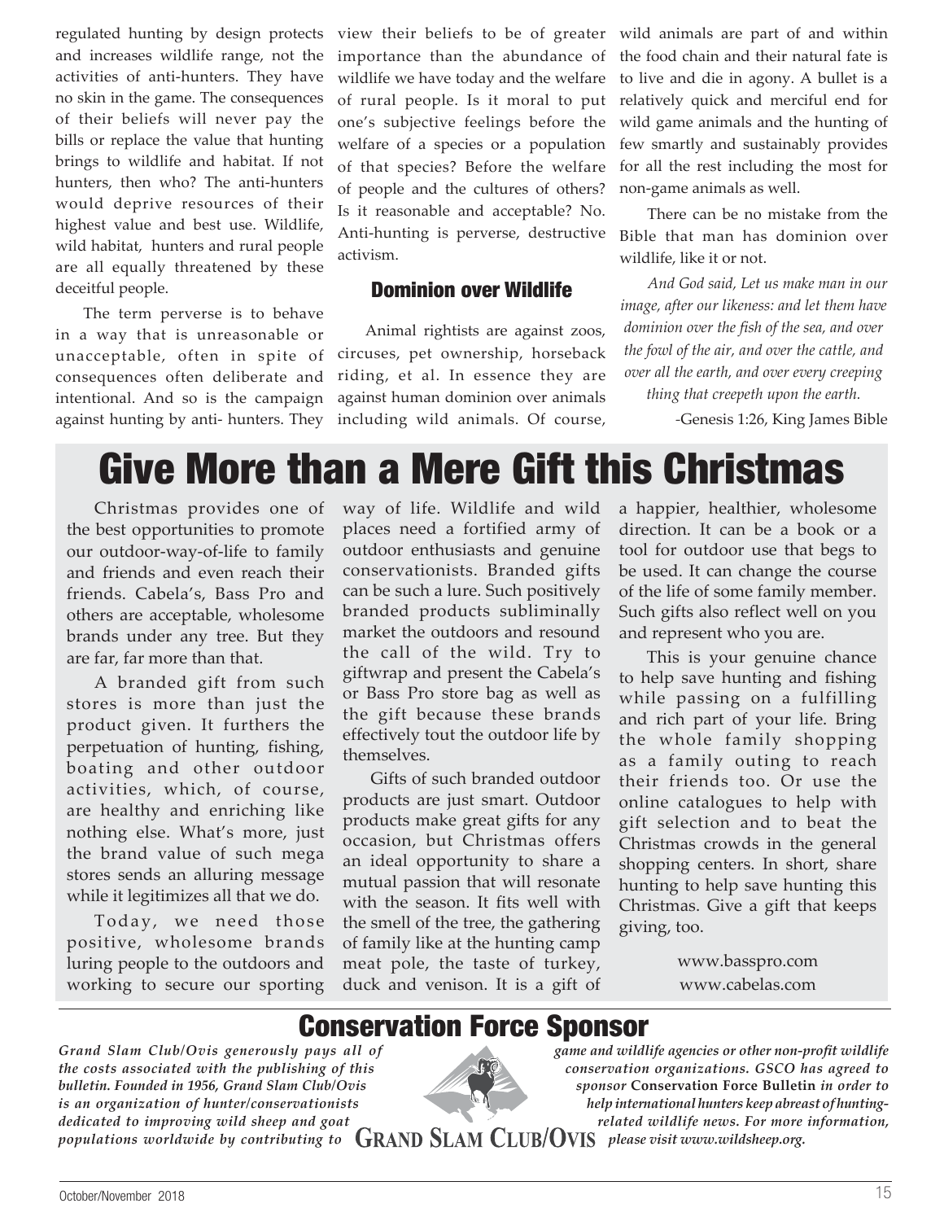regulated hunting by design protects and increases wildlife range, not the activities of anti-hunters. They have no skin in the game. The consequences of their beliefs will never pay the bills or replace the value that hunting brings to wildlife and habitat. If not hunters, then who? The anti-hunters would deprive resources of their highest value and best use. Wildlife, wild habitat, hunters and rural people are all equally threatened by these deceitful people.

The term perverse is to behave in a way that is unreasonable or unacceptable, often in spite of consequences often deliberate and intentional. And so is the campaign against hunting by anti- hunters. They view their beliefs to be of greater importance than the abundance of wildlife we have today and the welfare of rural people. Is it moral to put one's subjective feelings before the welfare of a species or a population of that species? Before the welfare of people and the cultures of others? Is it reasonable and acceptable? No. Anti-hunting is perverse, destructive activism.

### Dominion over Wildlife

Animal rightists are against zoos, circuses, pet ownership, horseback riding, et al. In essence they are against human dominion over animals including wild animals. Of course, wild animals are part of and within the food chain and their natural fate is to live and die in agony. A bullet is a relatively quick and merciful end for wild game animals and the hunting of few smartly and sustainably provides for all the rest including the most for non-game animals as well.

There can be no mistake from the Bible that man has dominion over wildlife, like it or not.

*And God said, Let us make man in our image, after our likeness: and let them have dominion over the fish of the sea, and over the fowl of the air, and over the cattle, and over all the earth, and over every creeping thing that creepeth upon the earth.*

-Genesis 1:26, King James Bible

# Give More than a Mere Gift this Christmas

Christmas provides one of the best opportunities to promote our outdoor-way-of-life to family and friends and even reach their friends. Cabela's, Bass Pro and others are acceptable, wholesome brands under any tree. But they are far, far more than that.

A branded gift from such stores is more than just the product given. It furthers the perpetuation of hunting, fishing, boating and other outdoor activities, which, of course, are healthy and enriching like nothing else. What's more, just the brand value of such mega stores sends an alluring message while it legitimizes all that we do.

Today, we need those positive, wholesome brands luring people to the outdoors and working to secure our sporting way of life. Wildlife and wild places need a fortified army of outdoor enthusiasts and genuine conservationists. Branded gifts can be such a lure. Such positively branded products subliminally market the outdoors and resound the call of the wild. Try to giftwrap and present the Cabela's or Bass Pro store bag as well as the gift because these brands effectively tout the outdoor life by themselves.

Gifts of such branded outdoor products are just smart. Outdoor products make great gifts for any occasion, but Christmas offers an ideal opportunity to share a mutual passion that will resonate with the season. It fits well with the smell of the tree, the gathering of family like at the hunting camp meat pole, the taste of turkey, duck and venison. It is a gift of a happier, healthier, wholesome direction. It can be a book or a tool for outdoor use that begs to be used. It can change the course of the life of some family member. Such gifts also reflect well on you and represent who you are.

This is your genuine chance to help save hunting and fishing while passing on a fulfilling and rich part of your life. Bring the whole family shopping as a family outing to reach their friends too. Or use the online catalogues to help with gift selection and to beat the Christmas crowds in the general shopping centers. In short, share hunting to help save hunting this Christmas. Give a gift that keeps giving, too.

www.basspro.com
www.cabelas.com

## Conservation Force Sponsor

***Grand Slam Club/Ovis generously pays all of the costs associated with the publishing of this bulletin. Founded in 1956, Grand Slam Club/Ovis is an organization of hunter/conservationists dedicated to improving wild sheep and goat populations worldwide by contributing to game and wildlife agencies or other non-profit wildlife conservation organizations. GSCO has agreed to sponsor* Conservation Force Bulletin *in order to help international hunters keep abreast of hunting-related wildlife news. For more information, please visit www.wildsheep.org.***

GRAND SLAM CLUB/OVIS